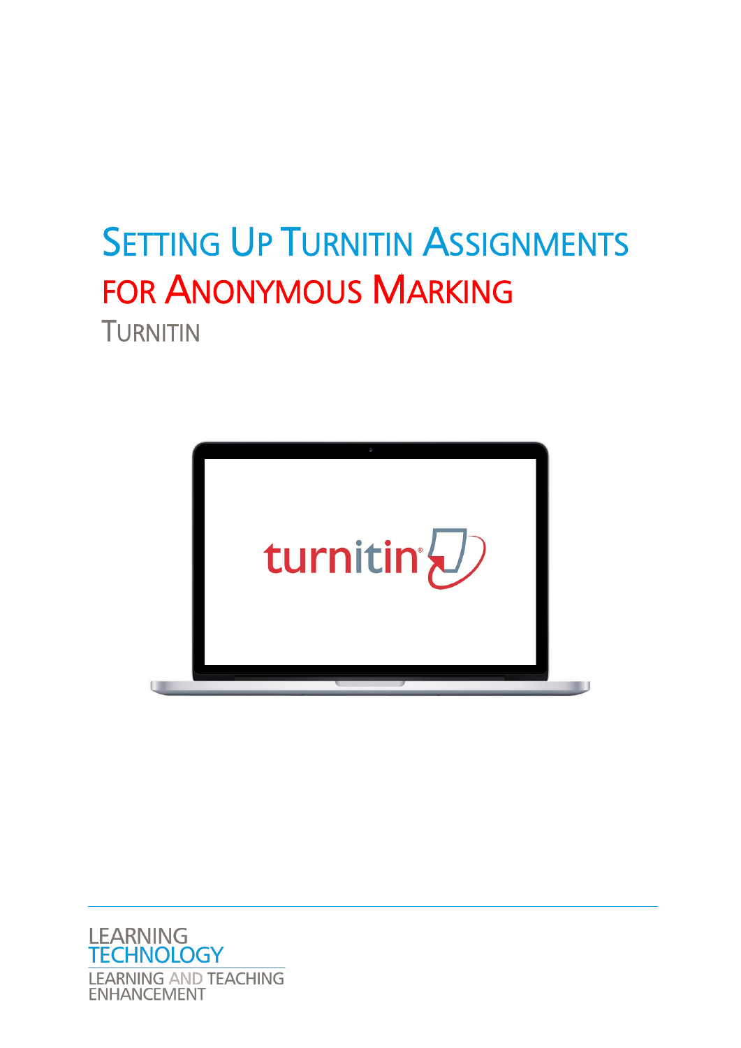# Setting Up Turnitin Assignments for Anonymous Marking

## Turnitin

LEARNING TECHNOLOGY
LEARNING AND TEACHING ENHANCEMENT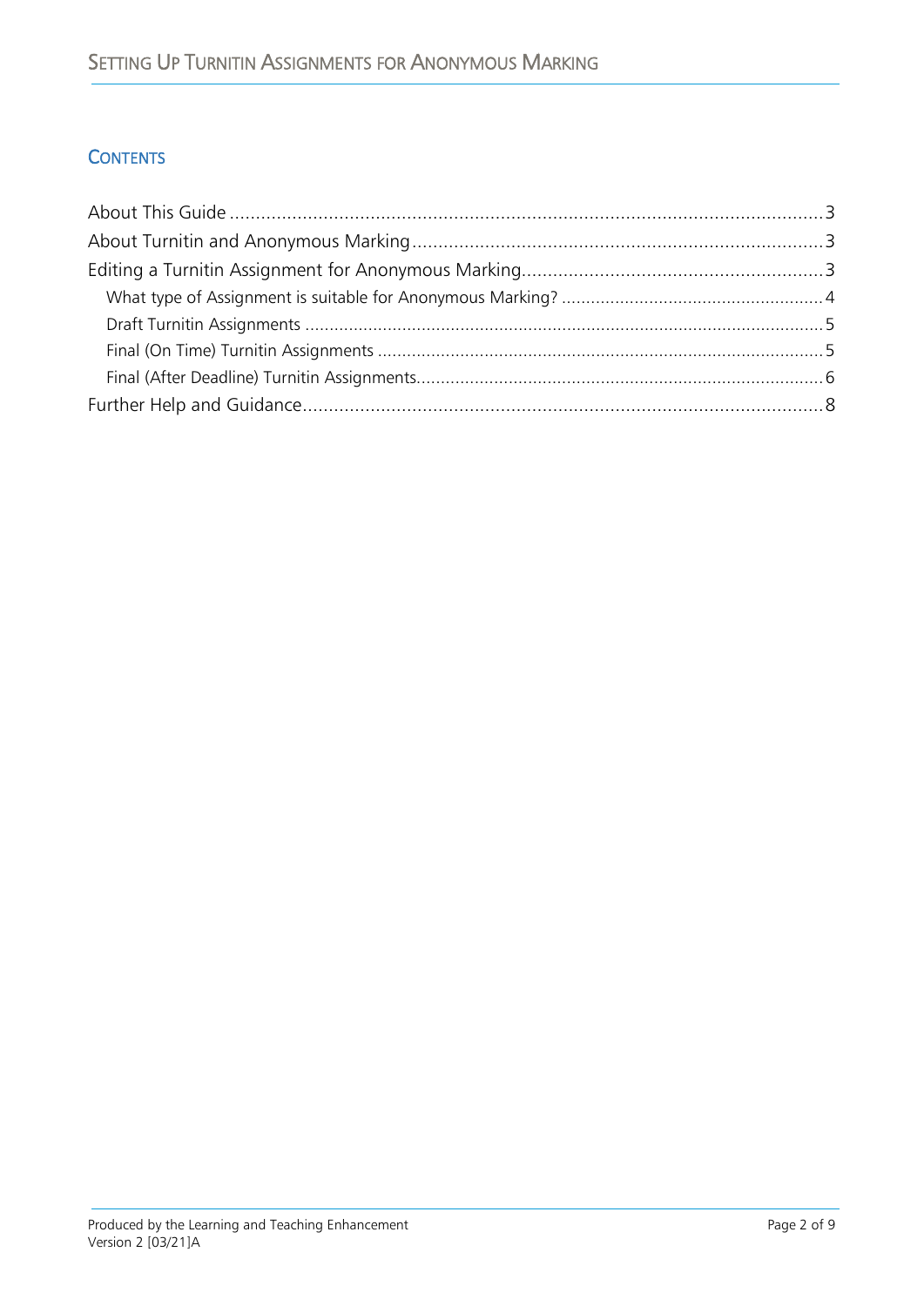## Contents

About This Guide ........................................................................................................ 3
About Turnitin and Anonymous Marking ..................................................................... 3
Editing a Turnitin Assignment for Anonymous Marking ............................................... 3
  What type of Assignment is suitable for Anonymous Marking? ................................. 4
  Draft Turnitin Assignments ..................................................................................... 5
  Final (On Time) Turnitin Assignments ..................................................................... 5
  Final (After Deadline) Turnitin Assignments ............................................................. 6
Further Help and Guidance ......................................................................................... 8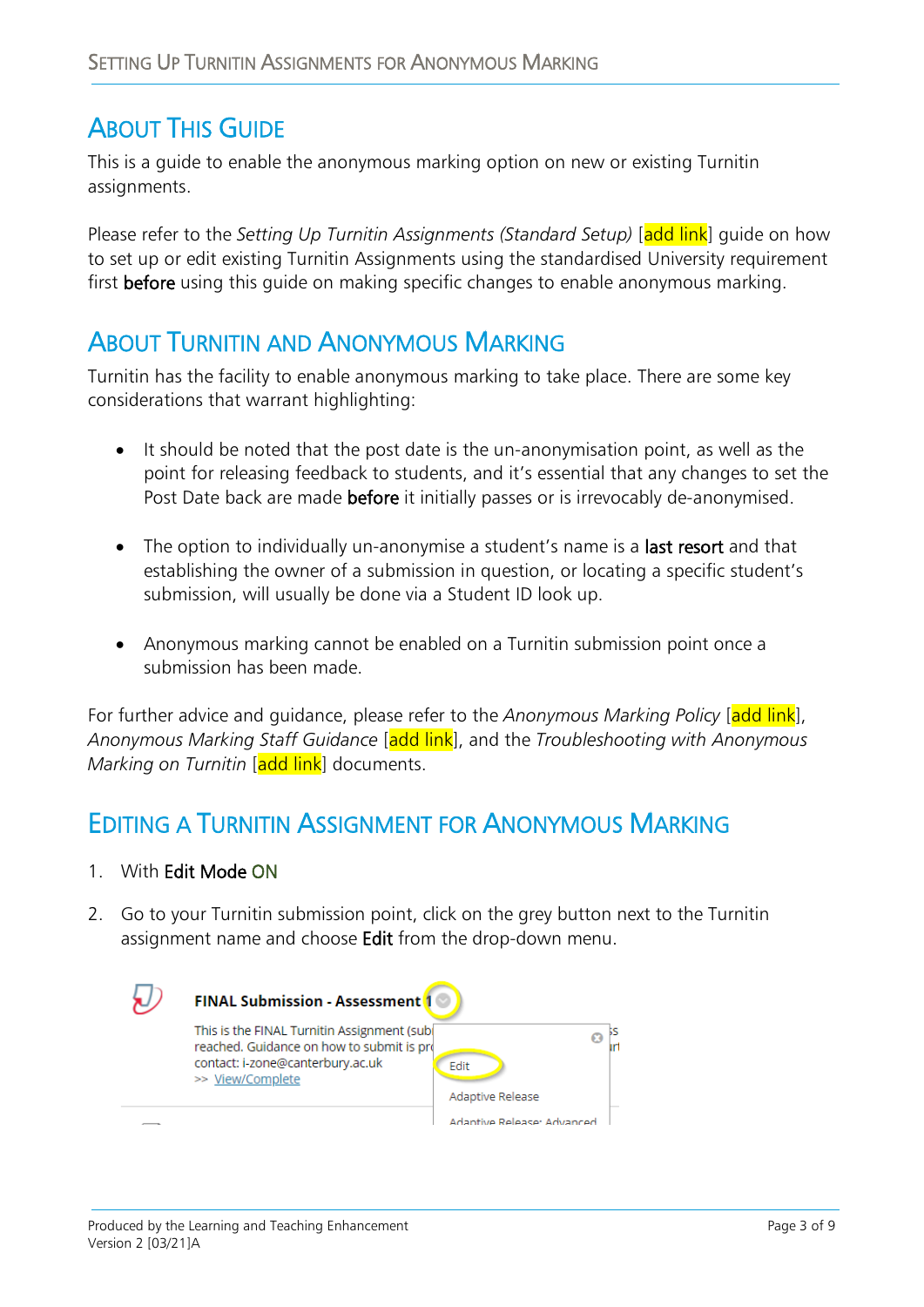## About This Guide

This is a guide to enable the anonymous marking option on new or existing Turnitin assignments.

Please refer to the *Setting Up Turnitin Assignments (Standard Setup)* [add link] guide on how to set up or edit existing Turnitin Assignments using the standardised University requirement first **before** using this guide on making specific changes to enable anonymous marking.

## About Turnitin and Anonymous Marking

Turnitin has the facility to enable anonymous marking to take place. There are some key considerations that warrant highlighting:

- It should be noted that the post date is the un-anonymisation point, as well as the point for releasing feedback to students, and it's essential that any changes to set the Post Date back are made **before** it initially passes or is irrevocably de-anonymised.
- The option to individually un-anonymise a student's name is a **last resort** and that establishing the owner of a submission in question, or locating a specific student's submission, will usually be done via a Student ID look up.
- Anonymous marking cannot be enabled on a Turnitin submission point once a submission has been made.

For further advice and guidance, please refer to the *Anonymous Marking Policy* [add link], *Anonymous Marking Staff Guidance* [add link], and the *Troubleshooting with Anonymous Marking on Turnitin* [add link] documents.

## Editing a Turnitin Assignment for Anonymous Marking

1. With **Edit Mode ON**
2. Go to your Turnitin submission point, click on the grey button next to the Turnitin assignment name and choose **Edit** from the drop-down menu.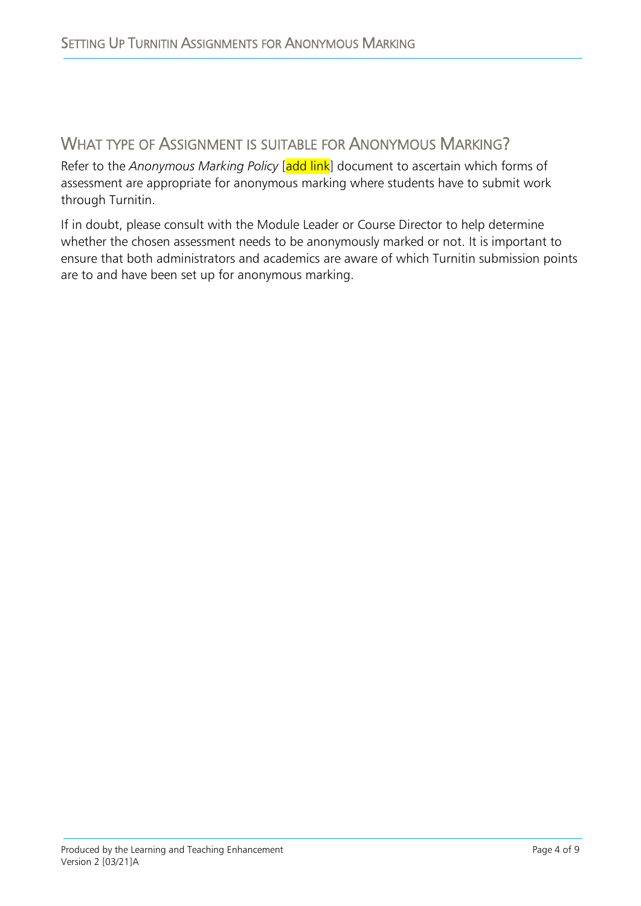## WHAT TYPE OF ASSIGNMENT IS SUITABLE FOR ANONYMOUS MARKING?

Refer to the *Anonymous Marking Policy* [add link] document to ascertain which forms of assessment are appropriate for anonymous marking where students have to submit work through Turnitin.

If in doubt, please consult with the Module Leader or Course Director to help determine whether the chosen assessment needs to be anonymously marked or not. It is important to ensure that both administrators and academics are aware of which Turnitin submission points are to and have been set up for anonymous marking.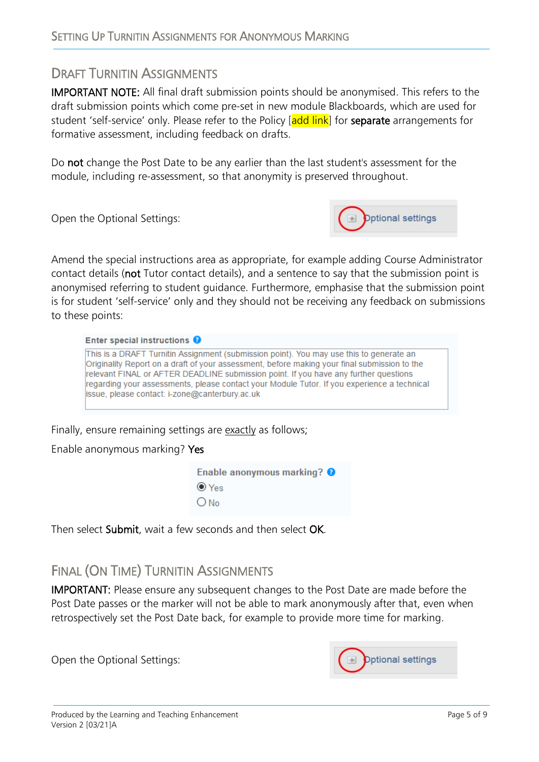## Draft Turnitin Assignments

**IMPORTANT NOTE:** All final draft submission points should be anonymised. This refers to the draft submission points which come pre-set in new module Blackboards, which are used for student 'self-service' only. Please refer to the Policy [add link] for **separate** arrangements for formative assessment, including feedback on drafts.

Do **not** change the Post Date to be any earlier than the last student's assessment for the module, including re-assessment, so that anonymity is preserved throughout.

Open the Optional Settings:

Optional settings

Amend the special instructions area as appropriate, for example adding Course Administrator contact details (**not** Tutor contact details), and a sentence to say that the submission point is anonymised referring to student guidance. Furthermore, emphasise that the submission point is for student 'self-service' only and they should not be receiving any feedback on submissions to these points:

**Enter special instructions**

This is a DRAFT Turnitin Assignment (submission point). You may use this to generate an Originality Report on a draft of your assessment, before making your final submission to the relevant FINAL or AFTER DEADLINE submission point. If you have any further questions regarding your assessments, please contact your Module Tutor. If you experience a technical issue, please contact: i-zone@canterbury.ac.uk

Finally, ensure remaining settings are exactly as follows;

Enable anonymous marking? **Yes**

**Enable anonymous marking?**
- (●) Yes
- ( ) No

Then select **Submit**, wait a few seconds and then select **OK**.

## Final (On Time) Turnitin Assignments

**IMPORTANT:** Please ensure any subsequent changes to the Post Date are made before the Post Date passes or the marker will not be able to mark anonymously after that, even when retrospectively set the Post Date back, for example to provide more time for marking.

Open the Optional Settings:

Optional settings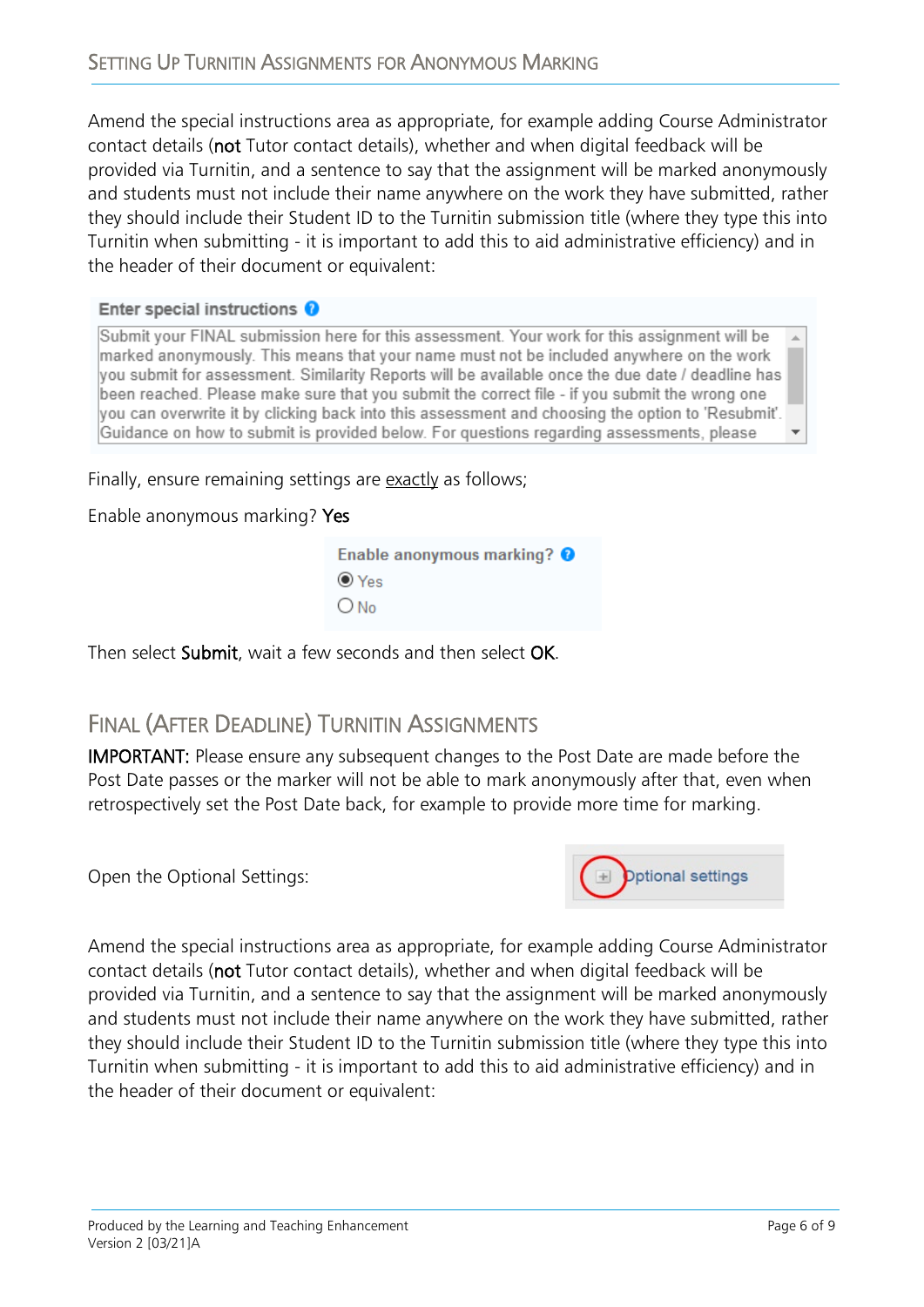Amend the special instructions area as appropriate, for example adding Course Administrator contact details (**not** Tutor contact details), whether and when digital feedback will be provided via Turnitin, and a sentence to say that the assignment will be marked anonymously and students must not include their name anywhere on the work they have submitted, rather they should include their Student ID to the Turnitin submission title (where they type this into Turnitin when submitting - it is important to add this to aid administrative efficiency) and in the header of their document or equivalent:

**Enter special instructions**

Submit your FINAL submission here for this assessment. Your work for this assignment will be marked anonymously. This means that your name must not be included anywhere on the work you submit for assessment. Similarity Reports will be available once the due date / deadline has been reached. Please make sure that you submit the correct file - if you submit the wrong one you can overwrite it by clicking back into this assessment and choosing the option to 'Resubmit'. Guidance on how to submit is provided below. For questions regarding assessments, please

Finally, ensure remaining settings are exactly as follows;

Enable anonymous marking? **Yes**

**Enable anonymous marking?**
- (•) Yes
- ( ) No

Then select **Submit**, wait a few seconds and then select **OK**.

## Final (After Deadline) Turnitin Assignments

**IMPORTANT:** Please ensure any subsequent changes to the Post Date are made before the Post Date passes or the marker will not be able to mark anonymously after that, even when retrospectively set the Post Date back, for example to provide more time for marking.

Open the Optional Settings:

[+] Optional settings

Amend the special instructions area as appropriate, for example adding Course Administrator contact details (**not** Tutor contact details), whether and when digital feedback will be provided via Turnitin, and a sentence to say that the assignment will be marked anonymously and students must not include their name anywhere on the work they have submitted, rather they should include their Student ID to the Turnitin submission title (where they type this into Turnitin when submitting - it is important to add this to aid administrative efficiency) and in the header of their document or equivalent: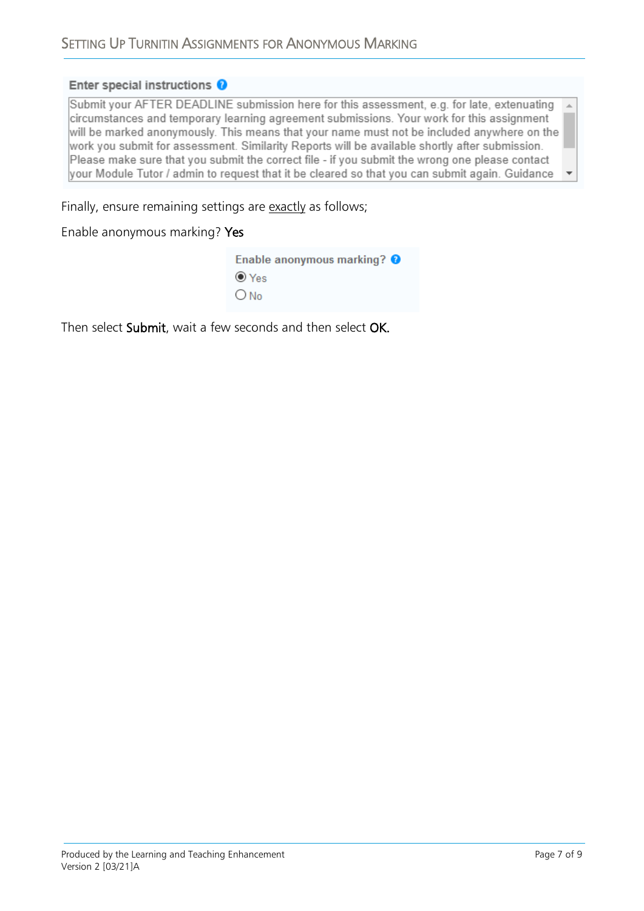**Enter special instructions**

Submit your AFTER DEADLINE submission here for this assessment, e.g. for late, extenuating circumstances and temporary learning agreement submissions. Your work for this assignment will be marked anonymously. This means that your name must not be included anywhere on the work you submit for assessment. Similarity Reports will be available shortly after submission. Please make sure that you submit the correct file - if you submit the wrong one please contact your Module Tutor / admin to request that it be cleared so that you can submit again. Guidance

Finally, ensure remaining settings are exactly as follows;

Enable anonymous marking? **Yes**

**Enable anonymous marking?**

- (●) Yes
- ( ) No

Then select **Submit**, wait a few seconds and then select **OK.**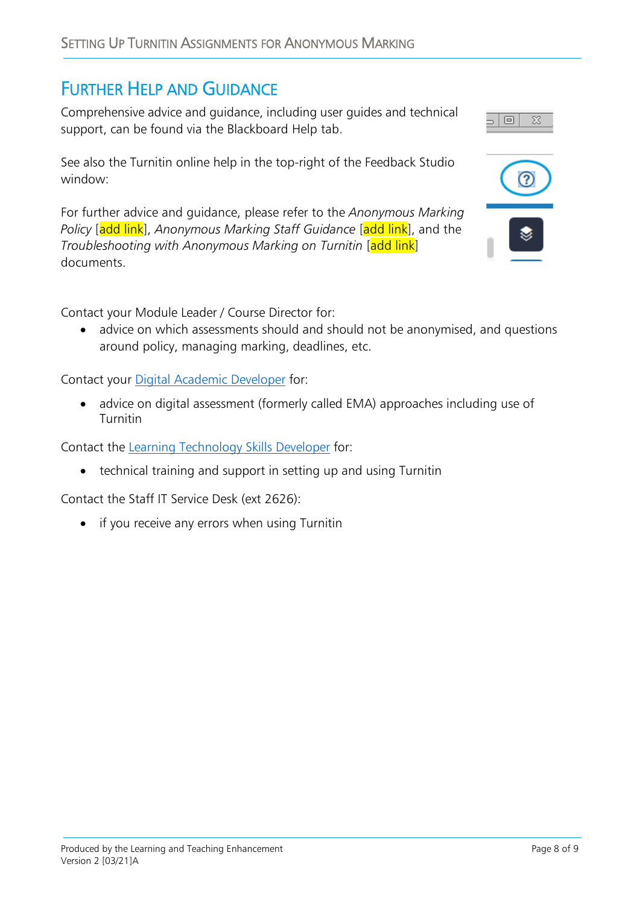## FURTHER HELP AND GUIDANCE

Comprehensive advice and guidance, including user guides and technical support, can be found via the Blackboard Help tab.

See also the Turnitin online help in the top-right of the Feedback Studio window:

For further advice and guidance, please refer to the *Anonymous Marking Policy* [add link], *Anonymous Marking Staff Guidance* [add link], and the *Troubleshooting with Anonymous Marking on Turnitin* [add link] documents.

Contact your Module Leader / Course Director for:

- advice on which assessments should and should not be anonymised, and questions around policy, managing marking, deadlines, etc.

Contact your Digital Academic Developer for:

- advice on digital assessment (formerly called EMA) approaches including use of Turnitin

Contact the Learning Technology Skills Developer for:

- technical training and support in setting up and using Turnitin

Contact the Staff IT Service Desk (ext 2626):

- if you receive any errors when using Turnitin

Produced by the Learning and Teaching Enhancement
Version 2 [03/21]A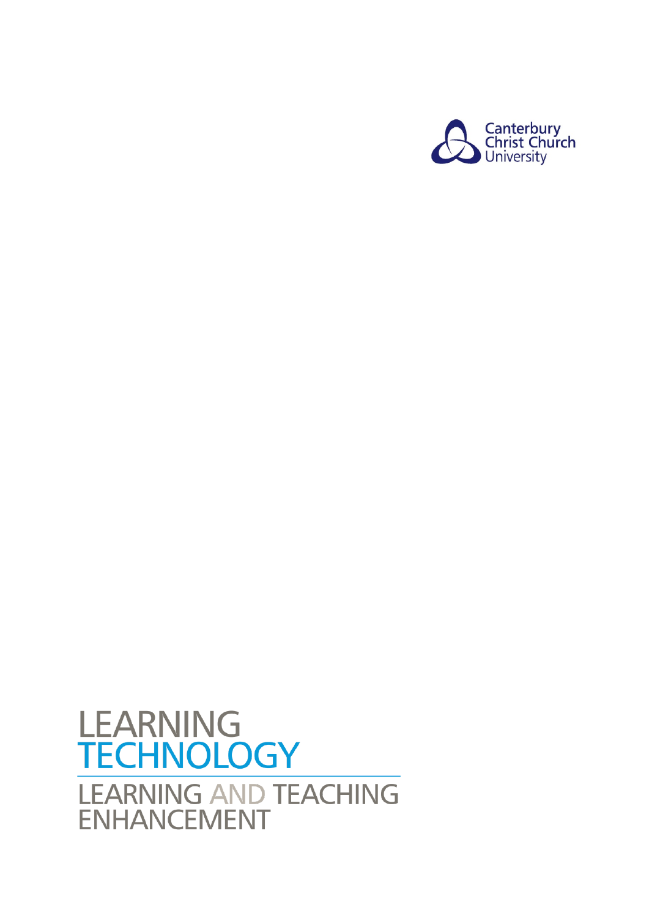Canterbury Christ Church University

LEARNING
TECHNOLOGY

LEARNING AND TEACHING
ENHANCEMENT